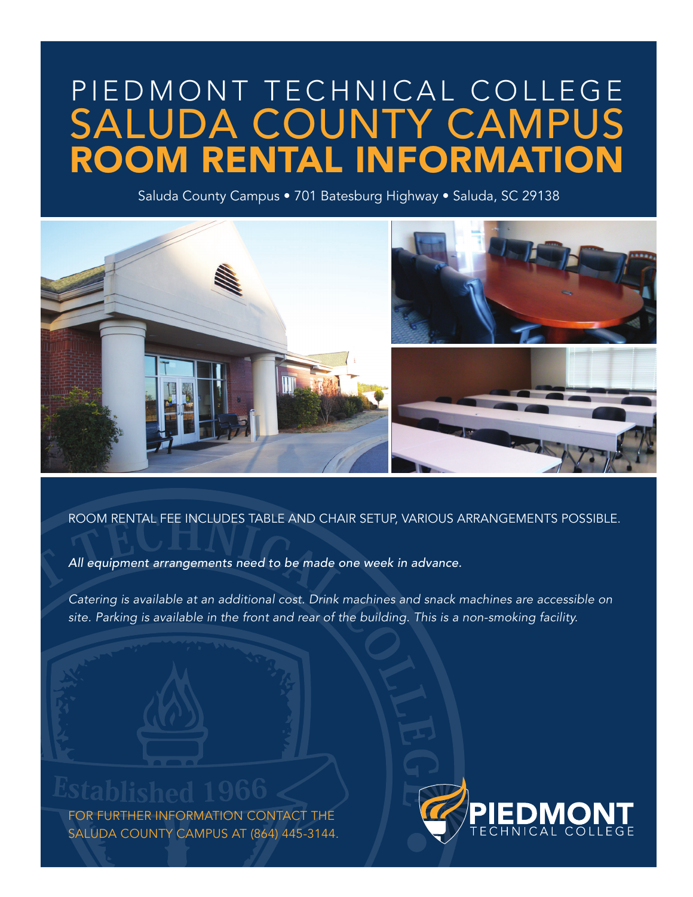# PIEDMONT TECHNICAL COLLEGE
# SALUDA COUNTY CAMPUS
# ROOM RENTAL INFORMATION

Saluda County Campus • 701 Batesburg Highway • Saluda, SC 29138

ROOM RENTAL FEE INCLUDES TABLE AND CHAIR SETUP, VARIOUS ARRANGEMENTS POSSIBLE.

*All equipment arrangements need to be made one week in advance.*

*Catering is available at an additional cost. Drink machines and snack machines are accessible on site. Parking is available in the front and rear of the building. This is a non-smoking facility.*

FOR FURTHER INFORMATION CONTACT THE SALUDA COUNTY CAMPUS AT (864) 445-3144.

PIEDMONT TECHNICAL COLLEGE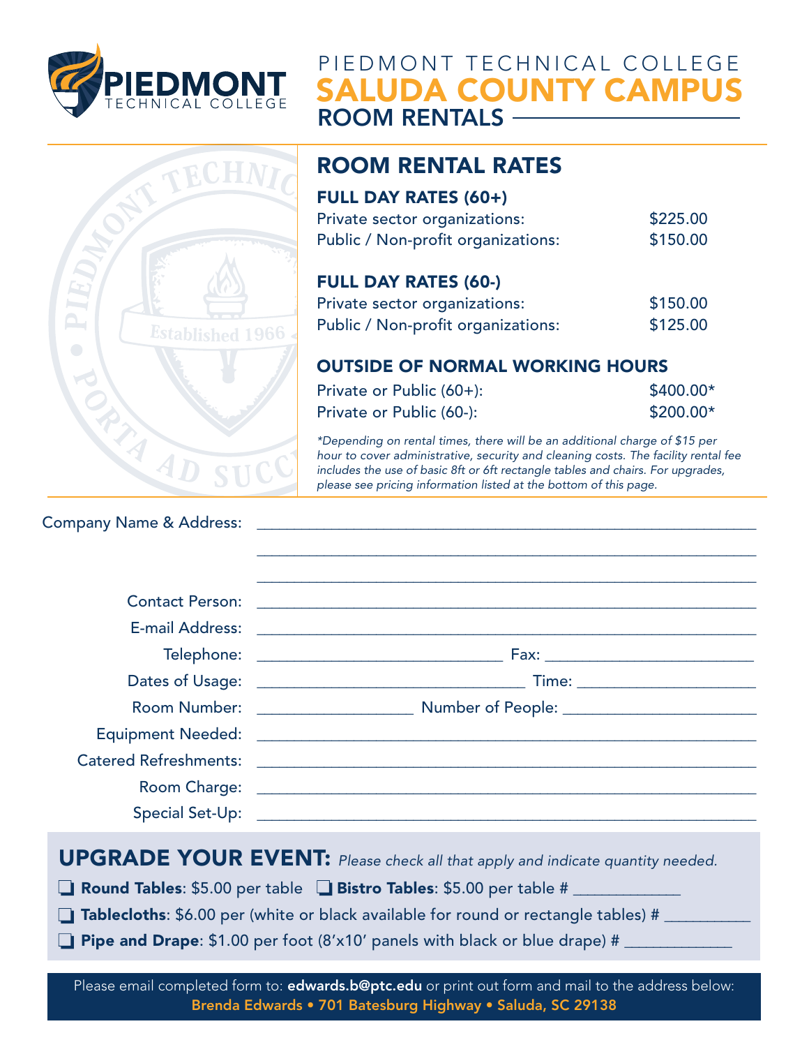# PIEDMONT TECHNICAL COLLEGE
# SALUDA COUNTY CAMPUS
## ROOM RENTALS

## ROOM RENTAL RATES

### FULL DAY RATES (60+)

| | |
|---|---|
| Private sector organizations: | $225.00 |
| Public / Non-profit organizations: | $150.00 |

### FULL DAY RATES (60-)

| | |
|---|---|
| Private sector organizations: | $150.00 |
| Public / Non-profit organizations: | $125.00 |

### OUTSIDE OF NORMAL WORKING HOURS

| | |
|---|---|
| Private or Public (60+): | $400.00* |
| Private or Public (60-): | $200.00* |

*\*Depending on rental times, there will be an additional charge of $15 per hour to cover administrative, security and cleaning costs. The facility rental fee includes the use of basic 8ft or 6ft rectangle tables and chairs. For upgrades, please see pricing information listed at the bottom of this page.*

Company Name & Address: ______________________________

______________________________

______________________________

Contact Person: ______________________________

E-mail Address: ______________________________

Telephone: ______________ Fax: ______________

Dates of Usage: ______________ Time: ______________

Room Number: ______________ Number of People: ______________

Equipment Needed: ______________________________

Catered Refreshments: ______________________________

Room Charge: ______________________________

Special Set-Up: ______________________________

## UPGRADE YOUR EVENT: *Please check all that apply and indicate quantity needed.*

❑ **Round Tables**: $5.00 per table ❑ **Bistro Tables**: $5.00 per table # ____________

❑ **Tablecloths**: $6.00 per (white or black available for round or rectangle tables) # __________

❑ **Pipe and Drape**: $1.00 per foot (8'x10' panels with black or blue drape) # ____________

Please email completed form to: **edwards.b@ptc.edu** or print out form and mail to the address below:

**Brenda Edwards • 701 Batesburg Highway • Saluda, SC 29138**